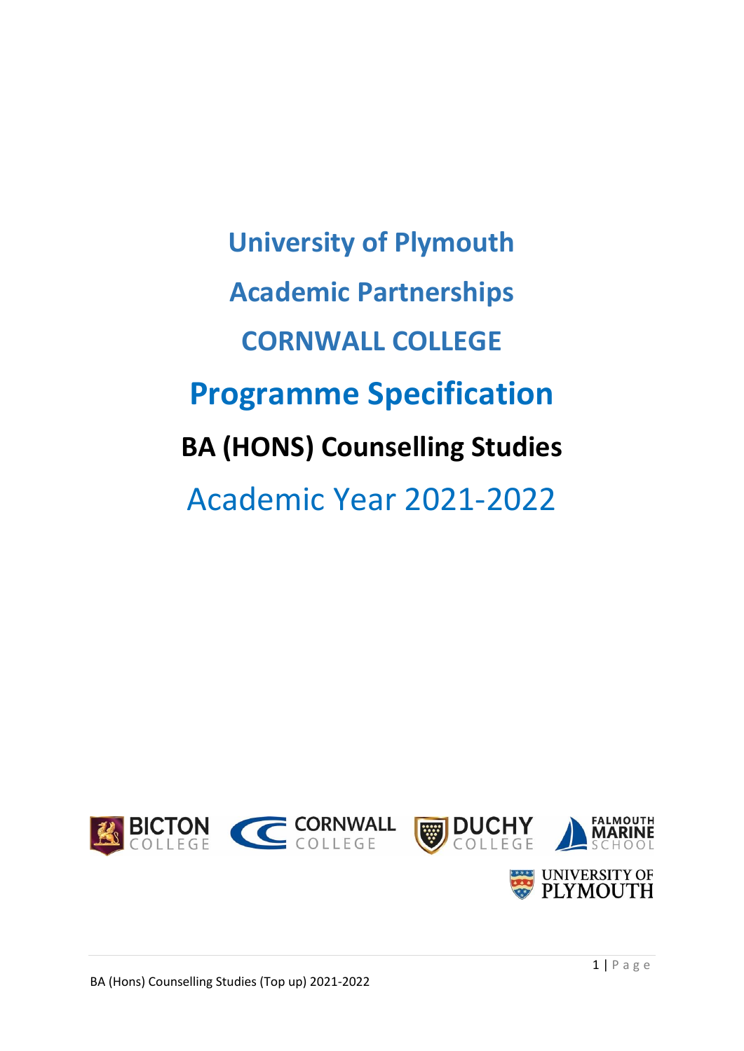# University of Plymouth

# Academic Partnerships

# CORNWALL COLLEGE

# Programme Specification

## BA (HONS) Counselling Studies

Academic Year 2021-2022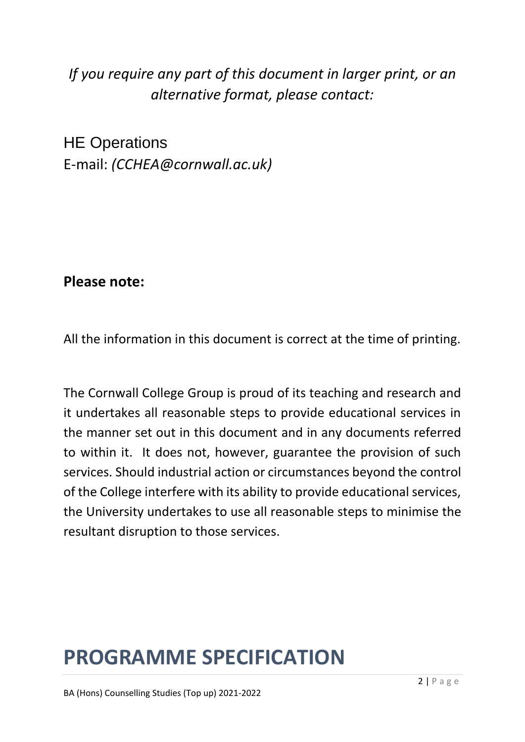*If you require any part of this document in larger print, or an alternative format, please contact:*

HE Operations
E-mail: *(CCHEA@cornwall.ac.uk)*

**Please note:**

All the information in this document is correct at the time of printing.

The Cornwall College Group is proud of its teaching and research and it undertakes all reasonable steps to provide educational services in the manner set out in this document and in any documents referred to within it. It does not, however, guarantee the provision of such services. Should industrial action or circumstances beyond the control of the College interfere with its ability to provide educational services, the University undertakes to use all reasonable steps to minimise the resultant disruption to those services.

# PROGRAMME SPECIFICATION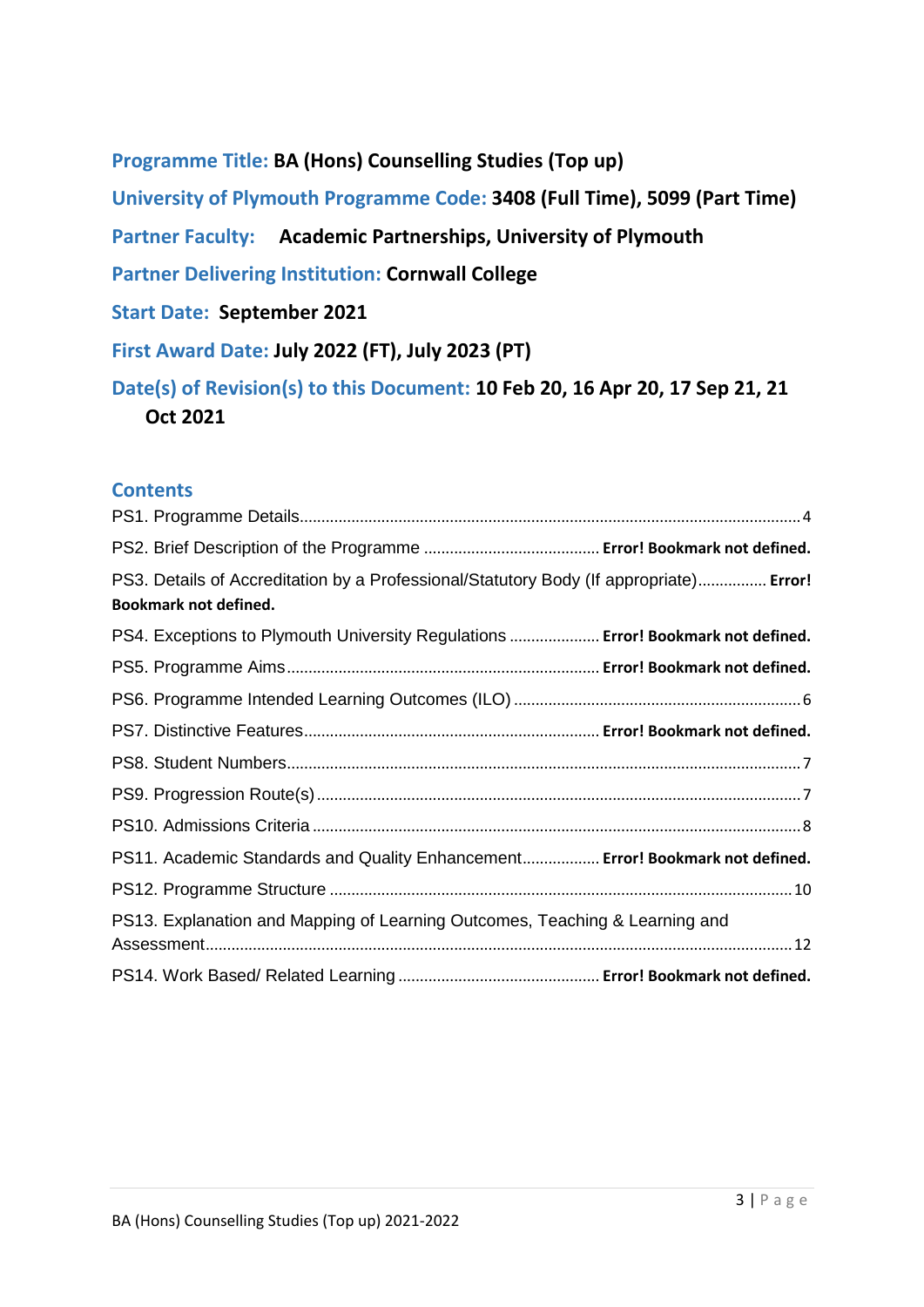**Programme Title:** BA (Hons) Counselling Studies (Top up)

**University of Plymouth Programme Code:** 3408 (Full Time), 5099 (Part Time)

**Partner Faculty:** Academic Partnerships, University of Plymouth

**Partner Delivering Institution:** Cornwall College

**Start Date:** September 2021

**First Award Date:** July 2022 (FT), July 2023 (PT)

**Date(s) of Revision(s) to this Document:** 10 Feb 20, 16 Apr 20, 17 Sep 21, 21 Oct 2021

## Contents

PS1. Programme Details .......... 4

PS2. Brief Description of the Programme .......... Error! Bookmark not defined.

PS3. Details of Accreditation by a Professional/Statutory Body (If appropriate) .......... Error! Bookmark not defined.

PS4. Exceptions to Plymouth University Regulations .......... Error! Bookmark not defined.

PS5. Programme Aims .......... Error! Bookmark not defined.

PS6. Programme Intended Learning Outcomes (ILO) .......... 6

PS7. Distinctive Features .......... Error! Bookmark not defined.

PS8. Student Numbers .......... 7

PS9. Progression Route(s) .......... 7

PS10. Admissions Criteria .......... 8

PS11. Academic Standards and Quality Enhancement .......... Error! Bookmark not defined.

PS12. Programme Structure .......... 10

PS13. Explanation and Mapping of Learning Outcomes, Teaching & Learning and Assessment .......... 12

PS14. Work Based/ Related Learning .......... Error! Bookmark not defined.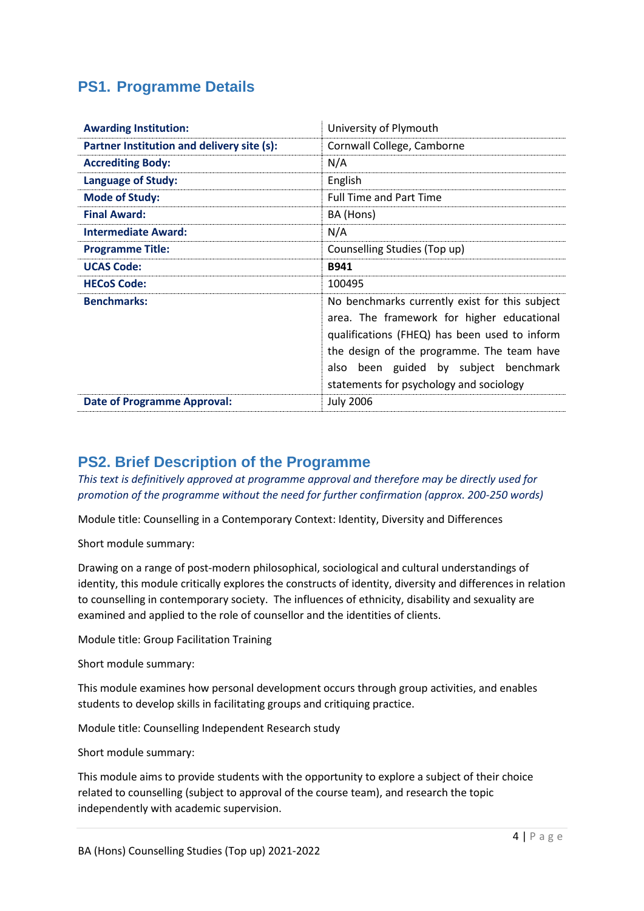## PS1. Programme Details

| | |
|---|---|
| **Awarding Institution:** | University of Plymouth |
| **Partner Institution and delivery site (s):** | Cornwall College, Camborne |
| **Accrediting Body:** | N/A |
| **Language of Study:** | English |
| **Mode of Study:** | Full Time and Part Time |
| **Final Award:** | BA (Hons) |
| **Intermediate Award:** | N/A |
| **Programme Title:** | Counselling Studies (Top up) |
| **UCAS Code:** | **B941** |
| **HECoS Code:** | 100495 |
| **Benchmarks:** | No benchmarks currently exist for this subject area. The framework for higher educational qualifications (FHEQ) has been used to inform the design of the programme. The team have also been guided by subject benchmark statements for psychology and sociology |
| **Date of Programme Approval:** | July 2006 |

## PS2. Brief Description of the Programme

*This text is definitively approved at programme approval and therefore may be directly used for promotion of the programme without the need for further confirmation (approx. 200-250 words)*

Module title: Counselling in a Contemporary Context: Identity, Diversity and Differences

Short module summary:

Drawing on a range of post-modern philosophical, sociological and cultural understandings of identity, this module critically explores the constructs of identity, diversity and differences in relation to counselling in contemporary society. The influences of ethnicity, disability and sexuality are examined and applied to the role of counsellor and the identities of clients.

Module title: Group Facilitation Training

Short module summary:

This module examines how personal development occurs through group activities, and enables students to develop skills in facilitating groups and critiquing practice.

Module title: Counselling Independent Research study

Short module summary:

This module aims to provide students with the opportunity to explore a subject of their choice related to counselling (subject to approval of the course team), and research the topic independently with academic supervision.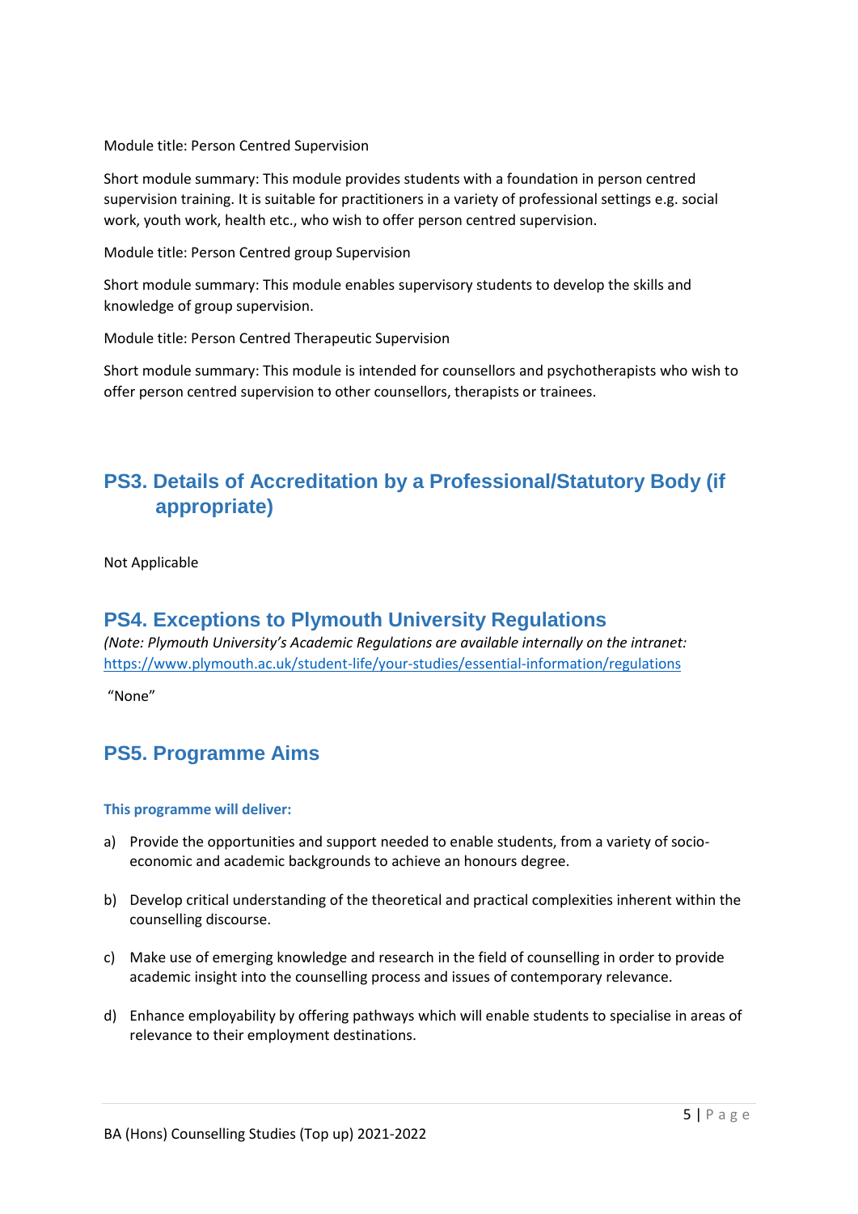Module title: Person Centred Supervision

Short module summary: This module provides students with a foundation in person centred supervision training. It is suitable for practitioners in a variety of professional settings e.g. social work, youth work, health etc., who wish to offer person centred supervision.

Module title: Person Centred group Supervision

Short module summary: This module enables supervisory students to develop the skills and knowledge of group supervision.

Module title: Person Centred Therapeutic Supervision

Short module summary: This module is intended for counsellors and psychotherapists who wish to offer person centred supervision to other counsellors, therapists or trainees.

## PS3. Details of Accreditation by a Professional/Statutory Body (if appropriate)

Not Applicable

## PS4. Exceptions to Plymouth University Regulations

*(Note: Plymouth University's Academic Regulations are available internally on the intranet:* https://www.plymouth.ac.uk/student-life/your-studies/essential-information/regulations

"None"

## PS5. Programme Aims

**This programme will deliver:**

a) Provide the opportunities and support needed to enable students, from a variety of socio-economic and academic backgrounds to achieve an honours degree.

b) Develop critical understanding of the theoretical and practical complexities inherent within the counselling discourse.

c) Make use of emerging knowledge and research in the field of counselling in order to provide academic insight into the counselling process and issues of contemporary relevance.

d) Enhance employability by offering pathways which will enable students to specialise in areas of relevance to their employment destinations.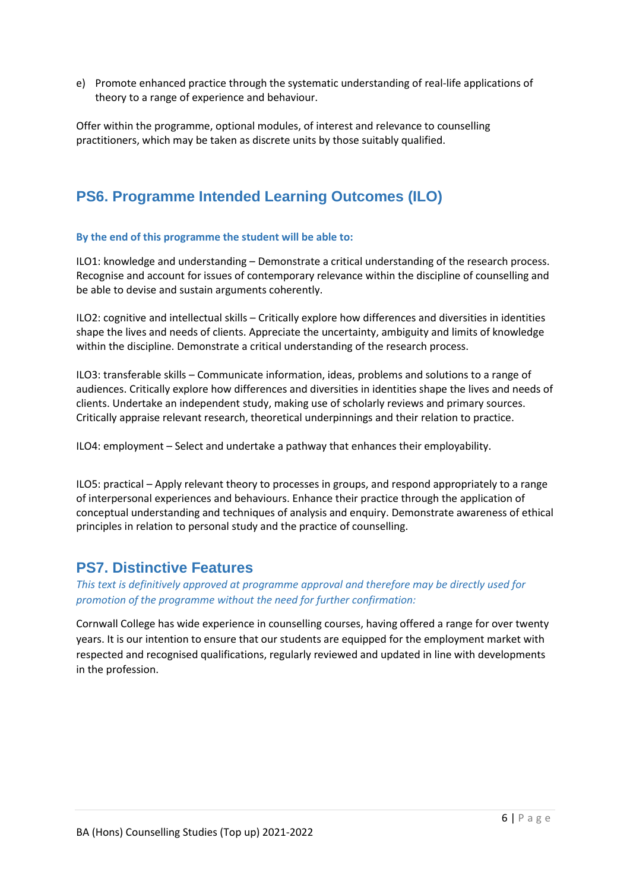e) Promote enhanced practice through the systematic understanding of real-life applications of theory to a range of experience and behaviour.

Offer within the programme, optional modules, of interest and relevance to counselling practitioners, which may be taken as discrete units by those suitably qualified.

## PS6. Programme Intended Learning Outcomes (ILO)

**By the end of this programme the student will be able to:**

ILO1: knowledge and understanding – Demonstrate a critical understanding of the research process. Recognise and account for issues of contemporary relevance within the discipline of counselling and be able to devise and sustain arguments coherently.

ILO2: cognitive and intellectual skills – Critically explore how differences and diversities in identities shape the lives and needs of clients. Appreciate the uncertainty, ambiguity and limits of knowledge within the discipline. Demonstrate a critical understanding of the research process.

ILO3: transferable skills – Communicate information, ideas, problems and solutions to a range of audiences. Critically explore how differences and diversities in identities shape the lives and needs of clients. Undertake an independent study, making use of scholarly reviews and primary sources. Critically appraise relevant research, theoretical underpinnings and their relation to practice.

ILO4: employment – Select and undertake a pathway that enhances their employability.

ILO5: practical – Apply relevant theory to processes in groups, and respond appropriately to a range of interpersonal experiences and behaviours. Enhance their practice through the application of conceptual understanding and techniques of analysis and enquiry. Demonstrate awareness of ethical principles in relation to personal study and the practice of counselling.

## PS7. Distinctive Features

*This text is definitively approved at programme approval and therefore may be directly used for promotion of the programme without the need for further confirmation:*

Cornwall College has wide experience in counselling courses, having offered a range for over twenty years. It is our intention to ensure that our students are equipped for the employment market with respected and recognised qualifications, regularly reviewed and updated in line with developments in the profession.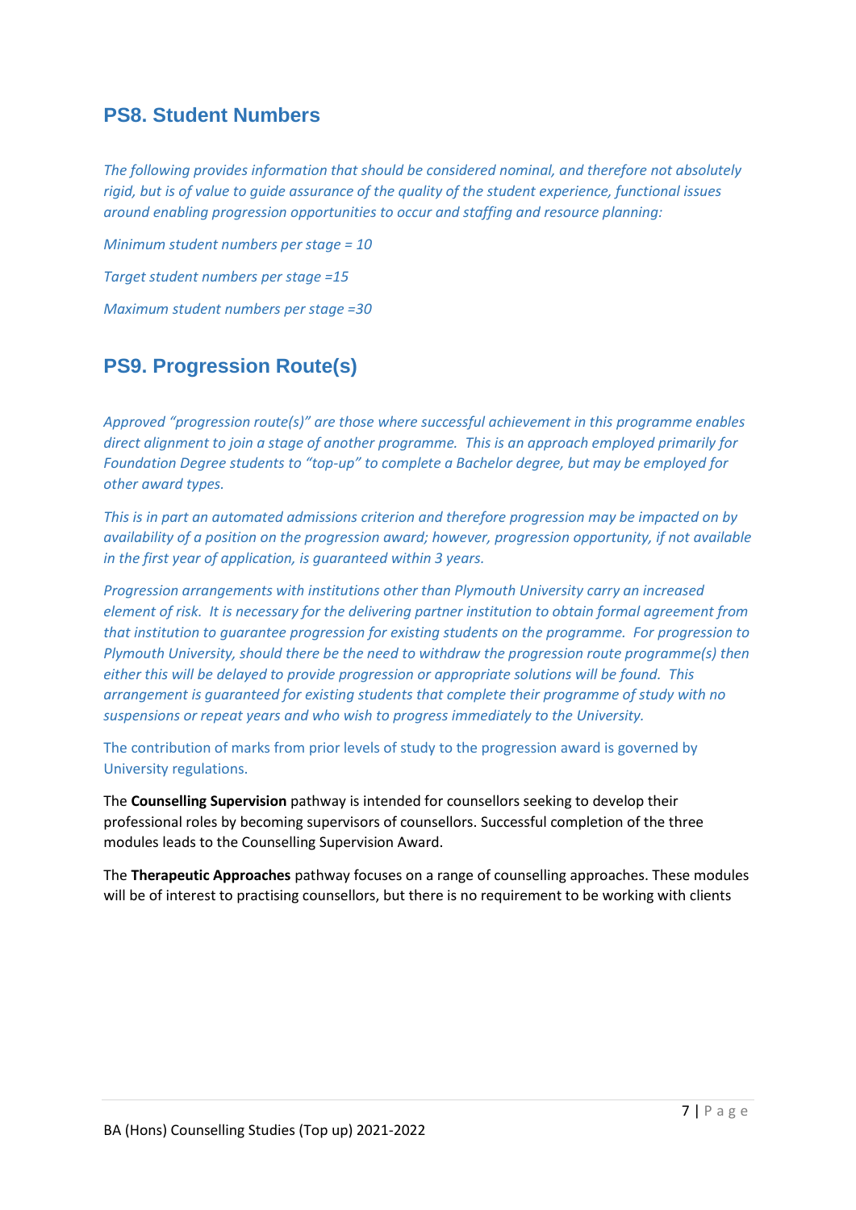## PS8. Student Numbers

*The following provides information that should be considered nominal, and therefore not absolutely rigid, but is of value to guide assurance of the quality of the student experience, functional issues around enabling progression opportunities to occur and staffing and resource planning:*

*Minimum student numbers per stage = 10*

*Target student numbers per stage =15*

*Maximum student numbers per stage =30*

## PS9. Progression Route(s)

*Approved "progression route(s)" are those where successful achievement in this programme enables direct alignment to join a stage of another programme. This is an approach employed primarily for Foundation Degree students to "top-up" to complete a Bachelor degree, but may be employed for other award types.*

*This is in part an automated admissions criterion and therefore progression may be impacted on by availability of a position on the progression award; however, progression opportunity, if not available in the first year of application, is guaranteed within 3 years.*

*Progression arrangements with institutions other than Plymouth University carry an increased element of risk. It is necessary for the delivering partner institution to obtain formal agreement from that institution to guarantee progression for existing students on the programme. For progression to Plymouth University, should there be the need to withdraw the progression route programme(s) then either this will be delayed to provide progression or appropriate solutions will be found. This arrangement is guaranteed for existing students that complete their programme of study with no suspensions or repeat years and who wish to progress immediately to the University.*

The contribution of marks from prior levels of study to the progression award is governed by University regulations.

The **Counselling Supervision** pathway is intended for counsellors seeking to develop their professional roles by becoming supervisors of counsellors. Successful completion of the three modules leads to the Counselling Supervision Award.

The **Therapeutic Approaches** pathway focuses on a range of counselling approaches. These modules will be of interest to practising counsellors, but there is no requirement to be working with clients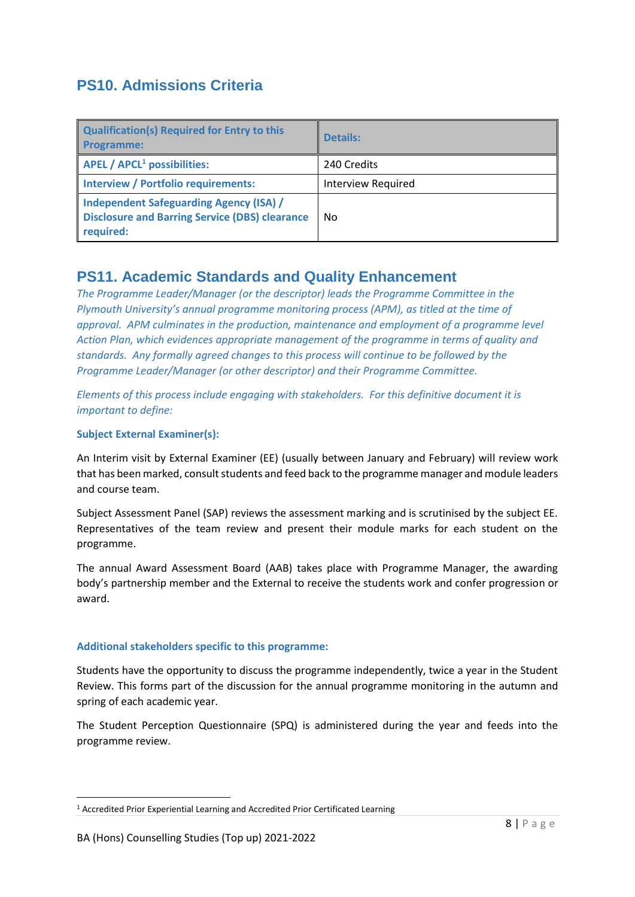## PS10. Admissions Criteria

| Qualification(s) Required for Entry to this Programme: | Details: |
|---|---|
| APEL / APCL[1] possibilities: | 240 Credits |
| Interview / Portfolio requirements: | Interview Required |
| Independent Safeguarding Agency (ISA) / Disclosure and Barring Service (DBS) clearance required: | No |

## PS11. Academic Standards and Quality Enhancement

*The Programme Leader/Manager (or the descriptor) leads the Programme Committee in the Plymouth University's annual programme monitoring process (APM), as titled at the time of approval. APM culminates in the production, maintenance and employment of a programme level Action Plan, which evidences appropriate management of the programme in terms of quality and standards. Any formally agreed changes to this process will continue to be followed by the Programme Leader/Manager (or other descriptor) and their Programme Committee.*

*Elements of this process include engaging with stakeholders. For this definitive document it is important to define:*

**Subject External Examiner(s):**

An Interim visit by External Examiner (EE) (usually between January and February) will review work that has been marked, consult students and feed back to the programme manager and module leaders and course team.

Subject Assessment Panel (SAP) reviews the assessment marking and is scrutinised by the subject EE. Representatives of the team review and present their module marks for each student on the programme.

The annual Award Assessment Board (AAB) takes place with Programme Manager, the awarding body's partnership member and the External to receive the students work and confer progression or award.

**Additional stakeholders specific to this programme:**

Students have the opportunity to discuss the programme independently, twice a year in the Student Review. This forms part of the discussion for the annual programme monitoring in the autumn and spring of each academic year.

The Student Perception Questionnaire (SPQ) is administered during the year and feeds into the programme review.

[1] Accredited Prior Experiential Learning and Accredited Prior Certificated Learning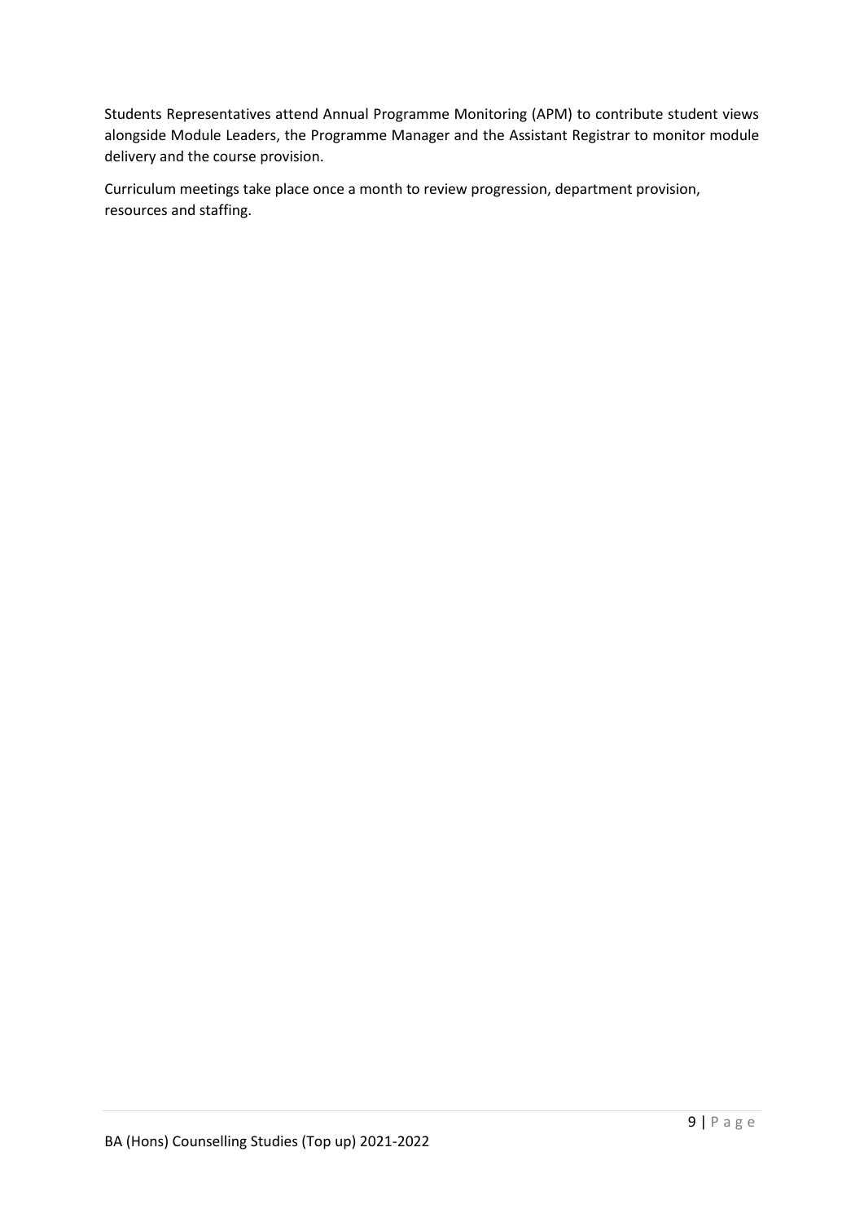Students Representatives attend Annual Programme Monitoring (APM) to contribute student views alongside Module Leaders, the Programme Manager and the Assistant Registrar to monitor module delivery and the course provision.

Curriculum meetings take place once a month to review progression, department provision, resources and staffing.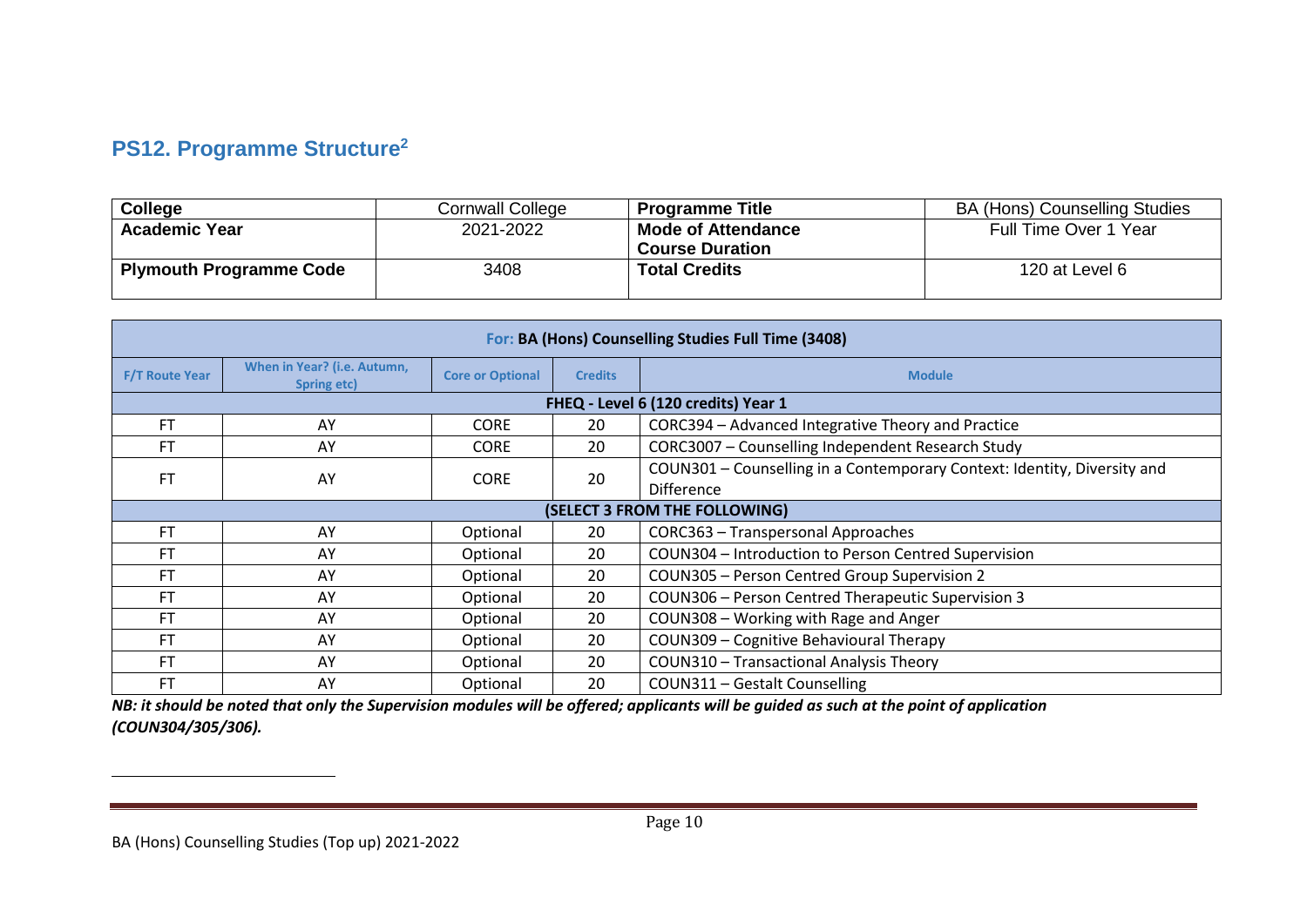## PS12. Programme Structure[2]

| College | Cornwall College | Programme Title | BA (Hons) Counselling Studies |
|---|---|---|---|
| Academic Year | 2021-2022 | Mode of Attendance<br>Course Duration | Full Time Over 1 Year |
| Plymouth Programme Code | 3408 | Total Credits | 120 at Level 6 |

| For: BA (Hons) Counselling Studies Full Time (3408) | | | | |
|---|---|---|---|---|
| F/T Route Year | When in Year? (i.e. Autumn, Spring etc) | Core or Optional | Credits | Module |
| FHEQ - Level 6 (120 credits) Year 1 | | | | |
| FT | AY | CORE | 20 | CORC394 – Advanced Integrative Theory and Practice |
| FT | AY | CORE | 20 | CORC3007 – Counselling Independent Research Study |
| FT | AY | CORE | 20 | COUN301 – Counselling in a Contemporary Context: Identity, Diversity and Difference |
| (SELECT 3 FROM THE FOLLOWING) | | | | |
| FT | AY | Optional | 20 | CORC363 – Transpersonal Approaches |
| FT | AY | Optional | 20 | COUN304 – Introduction to Person Centred Supervision |
| FT | AY | Optional | 20 | COUN305 – Person Centred Group Supervision 2 |
| FT | AY | Optional | 20 | COUN306 – Person Centred Therapeutic Supervision 3 |
| FT | AY | Optional | 20 | COUN308 – Working with Rage and Anger |
| FT | AY | Optional | 20 | COUN309 – Cognitive Behavioural Therapy |
| FT | AY | Optional | 20 | COUN310 – Transactional Analysis Theory |
| FT | AY | Optional | 20 | COUN311 – Gestalt Counselling |

***NB: it should be noted that only the Supervision modules will be offered; applicants will be guided as such at the point of application (COUN304/305/306).***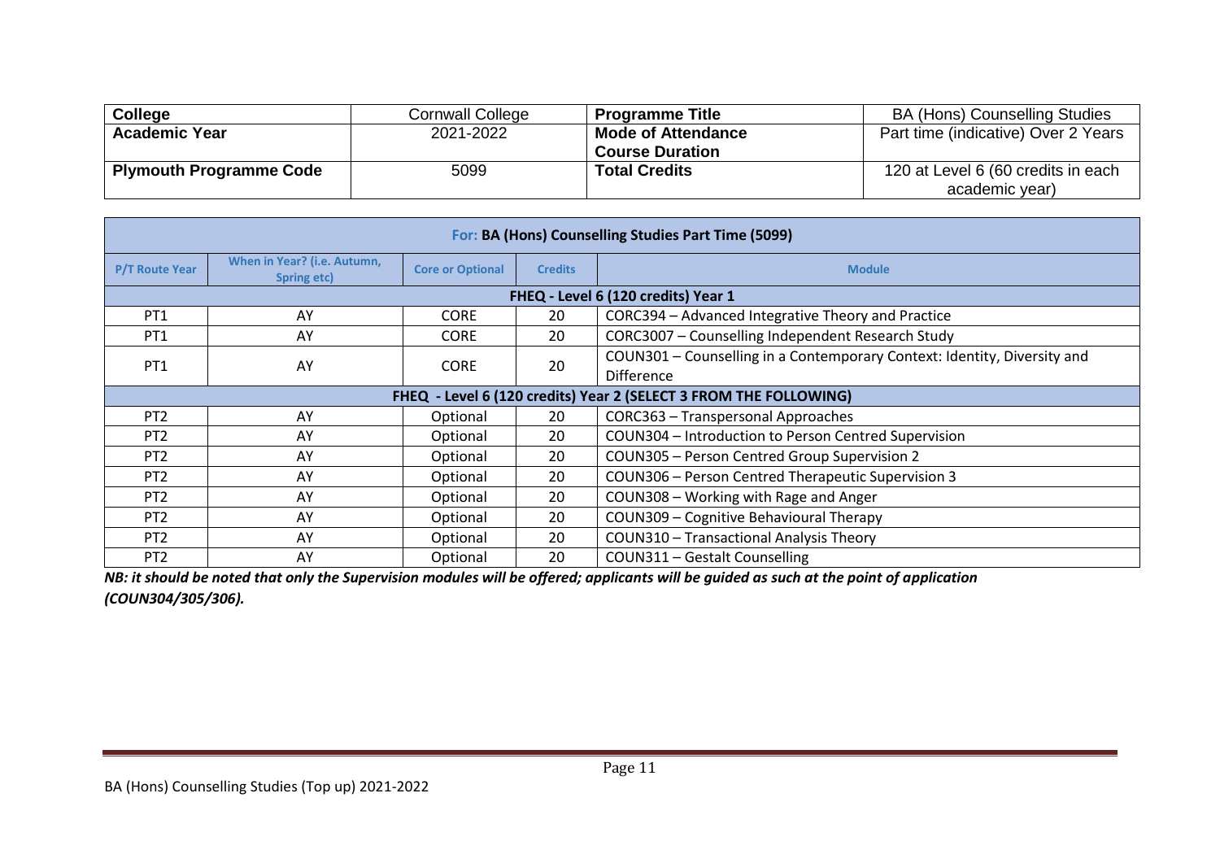| College | Cornwall College | Programme Title | BA (Hons) Counselling Studies |
|---|---|---|---|
| Academic Year | 2021-2022 | Mode of Attendance<br>Course Duration | Part time (indicative) Over 2 Years |
| Plymouth Programme Code | 5099 | Total Credits | 120 at Level 6 (60 credits in each academic year) |

| For: BA (Hons) Counselling Studies Part Time (5099) | | | | |
|---|---|---|---|---|
| P/T Route Year | When in Year? (i.e. Autumn, Spring etc) | Core or Optional | Credits | Module |
| FHEQ - Level 6 (120 credits) Year 1 | | | | |
| PT1 | AY | CORE | 20 | CORC394 – Advanced Integrative Theory and Practice |
| PT1 | AY | CORE | 20 | CORC3007 – Counselling Independent Research Study |
| PT1 | AY | CORE | 20 | COUN301 – Counselling in a Contemporary Context: Identity, Diversity and Difference |
| FHEQ - Level 6 (120 credits) Year 2 (SELECT 3 FROM THE FOLLOWING) | | | | |
| PT2 | AY | Optional | 20 | CORC363 – Transpersonal Approaches |
| PT2 | AY | Optional | 20 | COUN304 – Introduction to Person Centred Supervision |
| PT2 | AY | Optional | 20 | COUN305 – Person Centred Group Supervision 2 |
| PT2 | AY | Optional | 20 | COUN306 – Person Centred Therapeutic Supervision 3 |
| PT2 | AY | Optional | 20 | COUN308 – Working with Rage and Anger |
| PT2 | AY | Optional | 20 | COUN309 – Cognitive Behavioural Therapy |
| PT2 | AY | Optional | 20 | COUN310 – Transactional Analysis Theory |
| PT2 | AY | Optional | 20 | COUN311 – Gestalt Counselling |

***NB: it should be noted that only the Supervision modules will be offered; applicants will be guided as such at the point of application (COUN304/305/306).***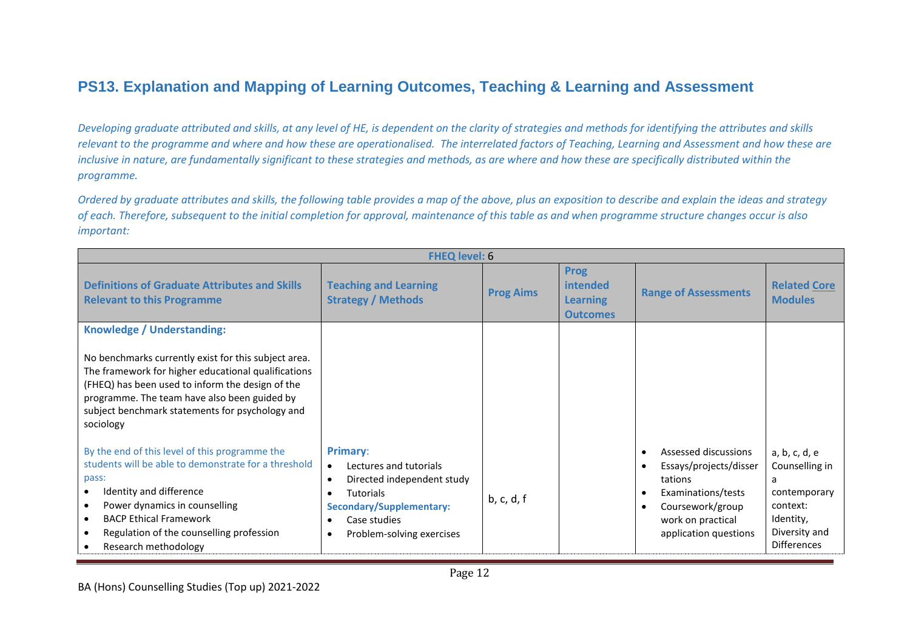## PS13. Explanation and Mapping of Learning Outcomes, Teaching & Learning and Assessment

*Developing graduate attributed and skills, at any level of HE, is dependent on the clarity of strategies and methods for identifying the attributes and skills relevant to the programme and where and how these are operationalised. The interrelated factors of Teaching, Learning and Assessment and how these are inclusive in nature, are fundamentally significant to these strategies and methods, as are where and how these are specifically distributed within the programme.*

*Ordered by graduate attributes and skills, the following table provides a map of the above, plus an exposition to describe and explain the ideas and strategy of each. Therefore, subsequent to the initial completion for approval, maintenance of this table as and when programme structure changes occur is also important:*

| **FHEQ level:** 6 | | | | | |
|---|---|---|---|---|---|
| **Definitions of Graduate Attributes and Skills Relevant to this Programme** | **Teaching and Learning Strategy / Methods** | **Prog Aims** | **Prog intended Learning Outcomes** | **Range of Assessments** | **Related Core Modules** |
| **Knowledge / Understanding:**<br><br>No benchmarks currently exist for this subject area. The framework for higher educational qualifications (FHEQ) has been used to inform the design of the programme. The team have also been guided by subject benchmark statements for psychology and sociology<br><br>By the end of this level of this programme the students will be able to demonstrate for a threshold pass:<br>• Identity and difference<br>• Power dynamics in counselling<br>• BACP Ethical Framework<br>• Regulation of the counselling profession<br>• Research methodology | **Primary**:<br>• Lectures and tutorials<br>• Directed independent study<br>• Tutorials<br>**Secondary/Supplementary:**<br>• Case studies<br>• Problem-solving exercises | b, c, d, f | | • Assessed discussions<br>• Essays/projects/dissertations<br>• Examinations/tests<br>• Coursework/group work on practical application questions | a, b, c, d, e<br>Counselling in a contemporary context: Identity, Diversity and Differences |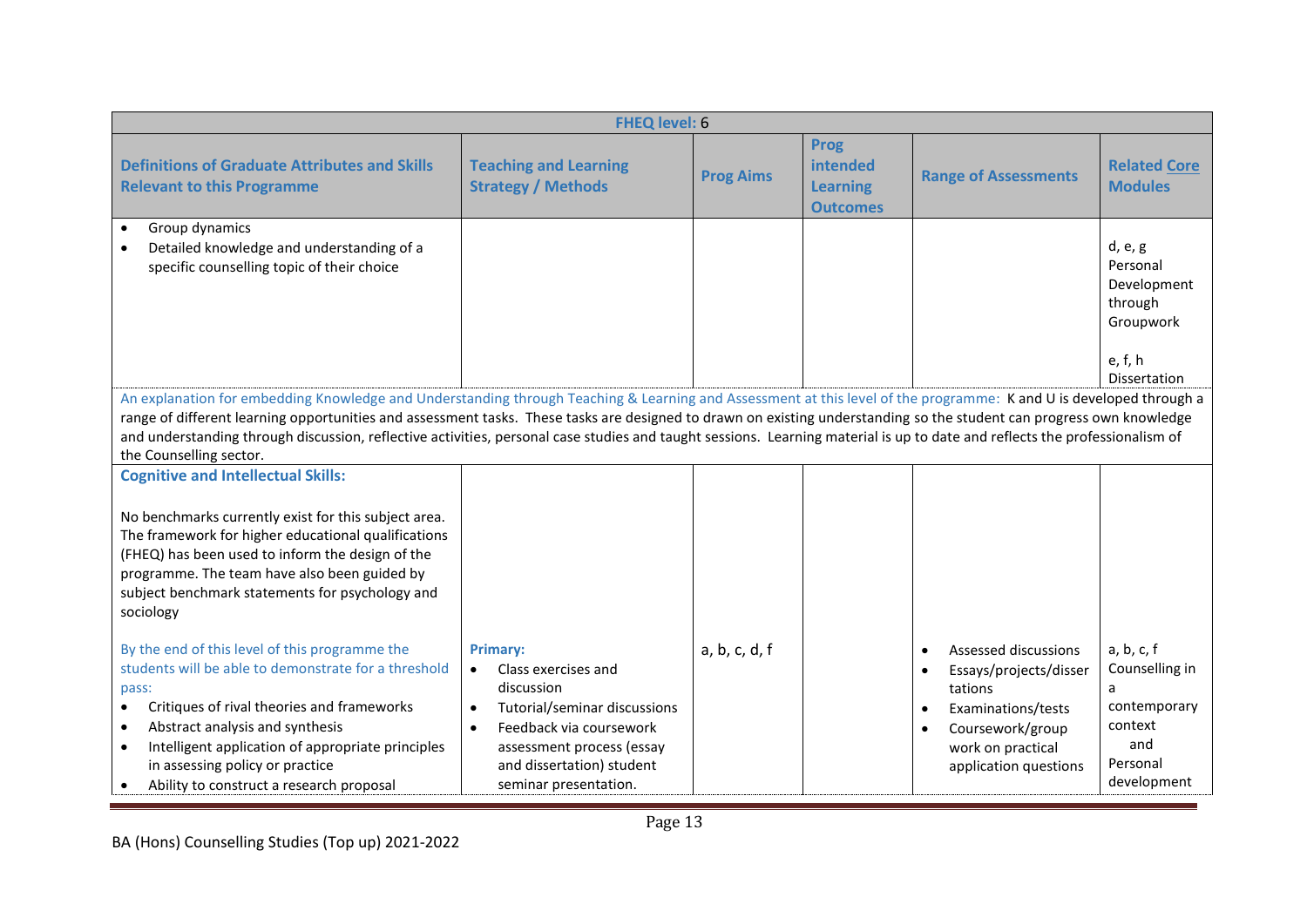| FHEQ level: 6 | | | | | |
|---|---|---|---|---|---|
| **Definitions of Graduate Attributes and Skills Relevant to this Programme** | **Teaching and Learning Strategy / Methods** | **Prog Aims** | **Prog intended Learning Outcomes** | **Range of Assessments** | **Related Core Modules** |
| • Group dynamics<br>• Detailed knowledge and understanding of a specific counselling topic of their choice | | | | | d, e, g<br>Personal Development through Groupwork<br><br>e, f, h<br>Dissertation |
| An explanation for embedding Knowledge and Understanding through Teaching & Learning and Assessment at this level of the programme: K and U is developed through a range of different learning opportunities and assessment tasks. These tasks are designed to drawn on existing understanding so the student can progress own knowledge and understanding through discussion, reflective activities, personal case studies and taught sessions. Learning material is up to date and reflects the professionalism of the Counselling sector. | | | | | |
| **Cognitive and Intellectual Skills:**<br><br>No benchmarks currently exist for this subject area. The framework for higher educational qualifications (FHEQ) has been used to inform the design of the programme. The team have also been guided by subject benchmark statements for psychology and sociology<br><br>By the end of this level of this programme the students will be able to demonstrate for a threshold pass:<br>• Critiques of rival theories and frameworks<br>• Abstract analysis and synthesis<br>• Intelligent application of appropriate principles in assessing policy or practice<br>• Ability to construct a research proposal | **Primary:**<br>• Class exercises and discussion<br>• Tutorial/seminar discussions<br>• Feedback via coursework assessment process (essay and dissertation) student seminar presentation. | a, b, c, d, f | | • Assessed discussions<br>• Essays/projects/dissertations<br>• Examinations/tests<br>• Coursework/group work on practical application questions | a, b, c, f<br>Counselling in a contemporary context and Personal development |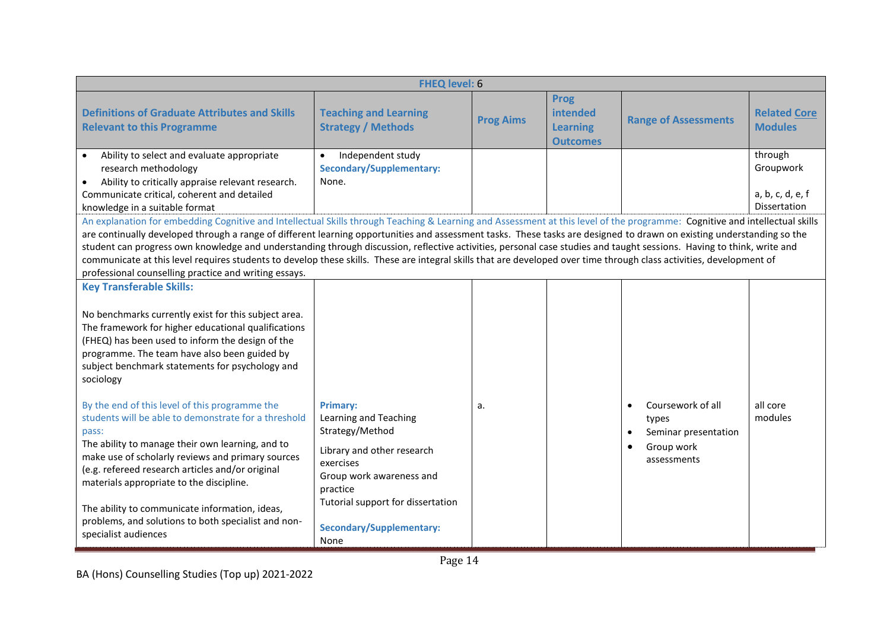| FHEQ level: 6 | | | | | |
|---|---|---|---|---|---|
| **Definitions of Graduate Attributes and Skills Relevant to this Programme** | **Teaching and Learning Strategy / Methods** | **Prog Aims** | **Prog intended Learning Outcomes** | **Range of Assessments** | **Related Core Modules** |
| • Ability to select and evaluate appropriate research methodology<br>• Ability to critically appraise relevant research.<br>Communicate critical, coherent and detailed knowledge in a suitable format | • Independent study<br>**Secondary/Supplementary:**<br>None. | | | | through Groupwork<br><br>a, b, c, d, e, f Dissertation |
| An explanation for embedding Cognitive and Intellectual Skills through Teaching & Learning and Assessment at this level of the programme: Cognitive and intellectual skills are continually developed through a range of different learning opportunities and assessment tasks. These tasks are designed to drawn on existing understanding so the student can progress own knowledge and understanding through discussion, reflective activities, personal case studies and taught sessions. Having to think, write and communicate at this level requires students to develop these skills. These are integral skills that are developed over time through class activities, development of professional counselling practice and writing essays. | | | | | |
| **Key Transferable Skills:**<br><br>No benchmarks currently exist for this subject area. The framework for higher educational qualifications (FHEQ) has been used to inform the design of the programme. The team have also been guided by subject benchmark statements for psychology and sociology<br><br>By the end of this level of this programme the students will be able to demonstrate for a threshold pass:<br>The ability to manage their own learning, and to make use of scholarly reviews and primary sources (e.g. refereed research articles and/or original materials appropriate to the discipline.<br><br>The ability to communicate information, ideas, problems, and solutions to both specialist and non-specialist audiences | **Primary:**<br>Learning and Teaching Strategy/Method<br><br>Library and other research exercises<br>Group work awareness and practice<br>Tutorial support for dissertation<br><br>**Secondary/Supplementary:**<br>None | a. | | • Coursework of all types<br>• Seminar presentation<br>• Group work assessments | all core modules |

BA (Hons) Counselling Studies (Top up) 2021-2022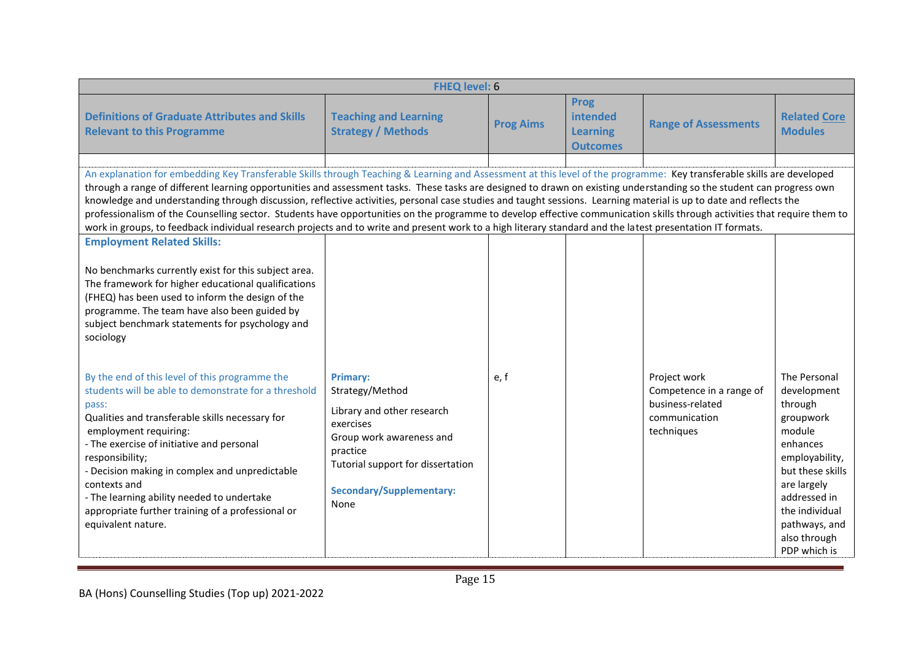| FHEQ level: 6 | | | | | |
|---|---|---|---|---|---|
| **Definitions of Graduate Attributes and Skills Relevant to this Programme** | **Teaching and Learning Strategy / Methods** | **Prog Aims** | **Prog intended Learning Outcomes** | **Range of Assessments** | **Related Core Modules** |
| | | | | | |
| An explanation for embedding Key Transferable Skills through Teaching & Learning and Assessment at this level of the programme: Key transferable skills are developed through a range of different learning opportunities and assessment tasks. These tasks are designed to drawn on existing understanding so the student can progress own knowledge and understanding through discussion, reflective activities, personal case studies and taught sessions. Learning material is up to date and reflects the professionalism of the Counselling sector. Students have opportunities on the programme to develop effective communication skills through activities that require them to work in groups, to feedback individual research projects and to write and present work to a high literary standard and the latest presentation IT formats. | | | | | |
| **Employment Related Skills:**<br><br>No benchmarks currently exist for this subject area. The framework for higher educational qualifications (FHEQ) has been used to inform the design of the programme. The team have also been guided by subject benchmark statements for psychology and sociology | | | | | |
| By the end of this level of this programme the students will be able to demonstrate for a threshold pass:<br>Qualities and transferable skills necessary for employment requiring:<br>- The exercise of initiative and personal responsibility;<br>- Decision making in complex and unpredictable contexts and<br>- The learning ability needed to undertake appropriate further training of a professional or equivalent nature. | **Primary:**<br>Strategy/Method<br>Library and other research exercises<br>Group work awareness and practice<br>Tutorial support for dissertation<br>**Secondary/Supplementary:**<br>None | e, f | | Project work<br>Competence in a range of business-related communication techniques | The Personal development through groupwork module enhances employability, but these skills are largely addressed in the individual pathways, and also through PDP which is |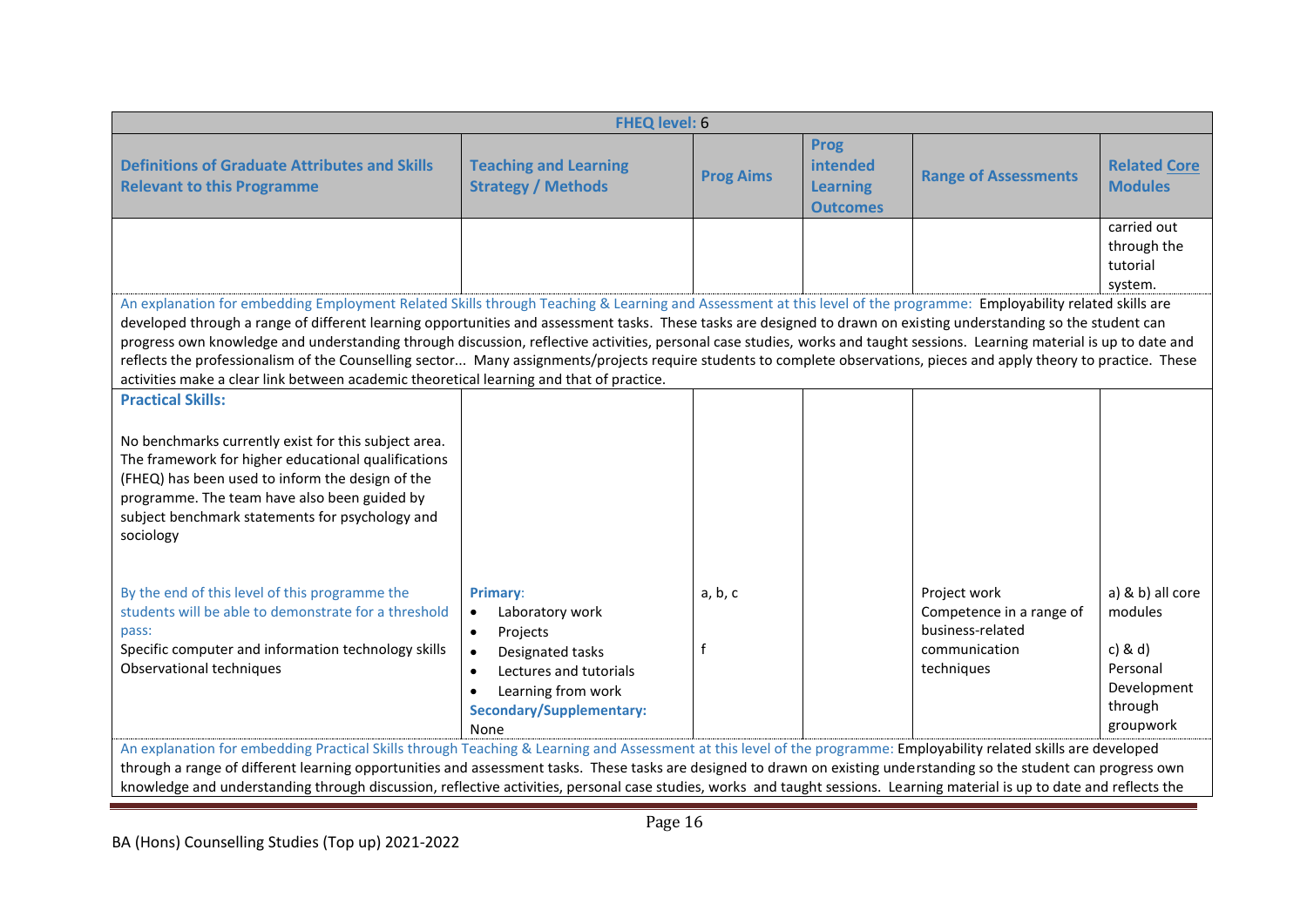| FHEQ level: 6 | | | | | |
|---|---|---|---|---|---|
| **Definitions of Graduate Attributes and Skills Relevant to this Programme** | **Teaching and Learning Strategy / Methods** | **Prog Aims** | **Prog intended Learning Outcomes** | **Range of Assessments** | **Related Core Modules** |
| | | | | | carried out through the tutorial system. |
| An explanation for embedding Employment Related Skills through Teaching & Learning and Assessment at this level of the programme: Employability related skills are developed through a range of different learning opportunities and assessment tasks. These tasks are designed to drawn on existing understanding so the student can progress own knowledge and understanding through discussion, reflective activities, personal case studies, works and taught sessions. Learning material is up to date and reflects the professionalism of the Counselling sector... Many assignments/projects require students to complete observations, pieces and apply theory to practice. These activities make a clear link between academic theoretical learning and that of practice. | | | | | |
| **Practical Skills:**<br><br>No benchmarks currently exist for this subject area. The framework for higher educational qualifications (FHEQ) has been used to inform the design of the programme. The team have also been guided by subject benchmark statements for psychology and sociology<br><br>By the end of this level of this programme the students will be able to demonstrate for a threshold pass:<br>Specific computer and information technology skills<br>Observational techniques | **Primary**:<br>• Laboratory work<br>• Projects<br>• Designated tasks<br>• Lectures and tutorials<br>• Learning from work<br>**Secondary/Supplementary:**<br>None | a, b, c<br><br>f | | Project work<br>Competence in a range of business-related communication techniques | a) & b) all core modules<br><br>c) & d) Personal Development through groupwork |
| An explanation for embedding Practical Skills through Teaching & Learning and Assessment at this level of the programme: Employability related skills are developed through a range of different learning opportunities and assessment tasks. These tasks are designed to drawn on existing understanding so the student can progress own knowledge and understanding through discussion, reflective activities, personal case studies, works and taught sessions. Learning material is up to date and reflects the | | | | | |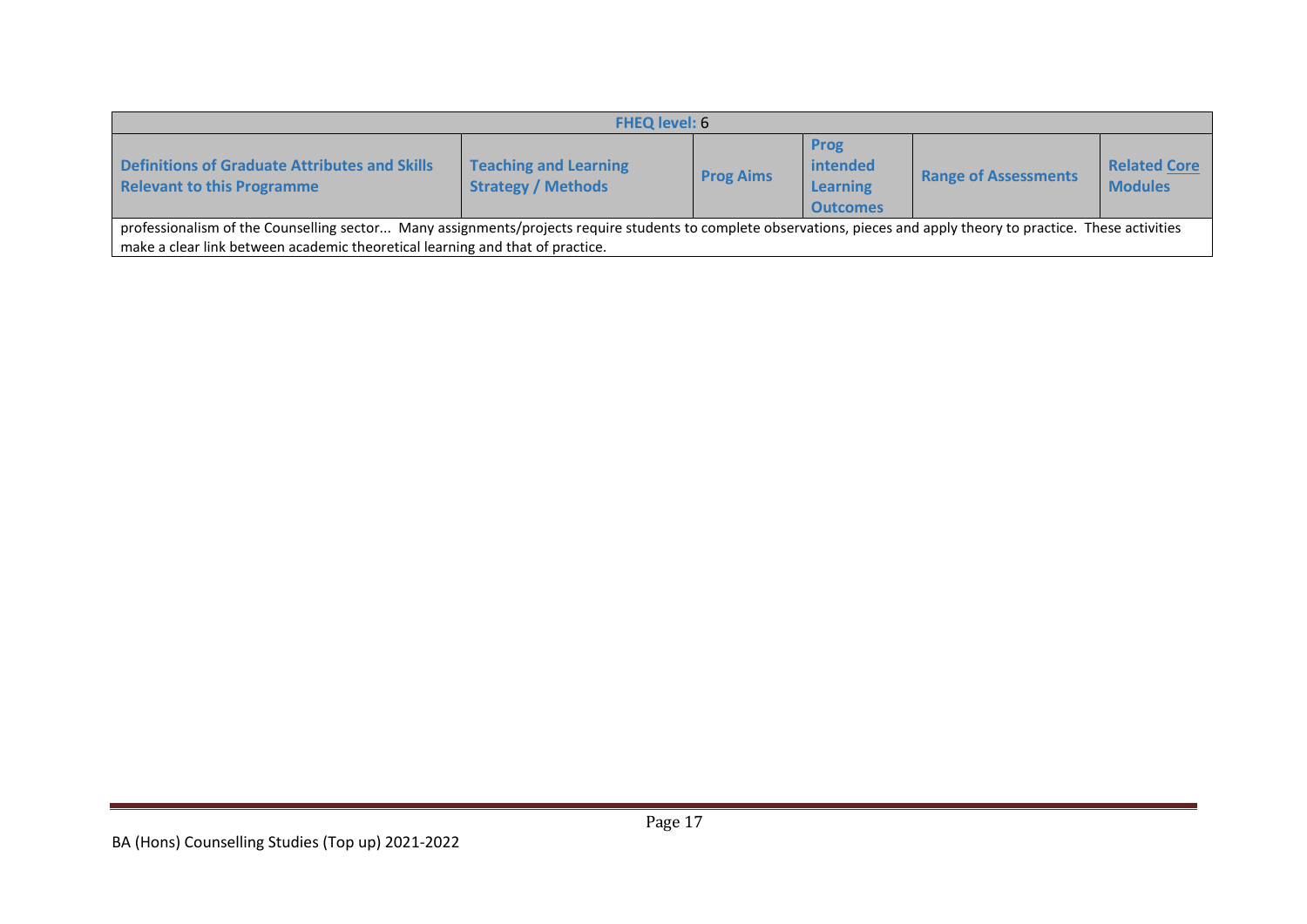| FHEQ level: 6 | | | | | |
|---|---|---|---|---|---|
| **Definitions of Graduate Attributes and Skills Relevant to this Programme** | **Teaching and Learning Strategy / Methods** | **Prog Aims** | **Prog intended Learning Outcomes** | **Range of Assessments** | **Related Core Modules** |
| professionalism of the Counselling sector... Many assignments/projects require students to complete observations, pieces and apply theory to practice. These activities make a clear link between academic theoretical learning and that of practice. | | | | | |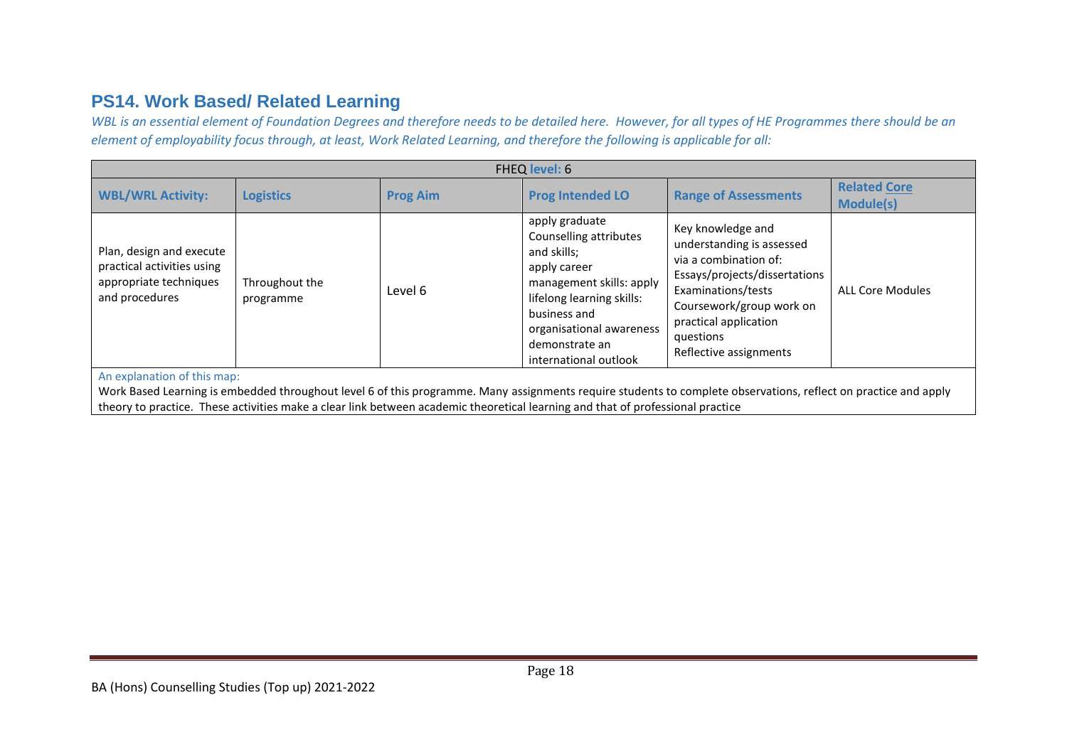## PS14. Work Based/ Related Learning

*WBL is an essential element of Foundation Degrees and therefore needs to be detailed here. However, for all types of HE Programmes there should be an element of employability focus through, at least, Work Related Learning, and therefore the following is applicable for all:*

| FHEQ level: 6 | | | | | |
|---|---|---|---|---|---|
| **WBL/WRL Activity:** | **Logistics** | **Prog Aim** | **Prog Intended LO** | **Range of Assessments** | **Related Core Module(s)** |
| Plan, design and execute practical activities using appropriate techniques and procedures | Throughout the programme | Level 6 | apply graduate Counselling attributes and skills; apply career management skills: apply lifelong learning skills: business and organisational awareness demonstrate an international outlook | Key knowledge and understanding is assessed via a combination of: Essays/projects/dissertations Examinations/tests Coursework/group work on practical application questions Reflective assignments | ALL Core Modules |

An explanation of this map:

Work Based Learning is embedded throughout level 6 of this programme. Many assignments require students to complete observations, reflect on practice and apply theory to practice. These activities make a clear link between academic theoretical learning and that of professional practice